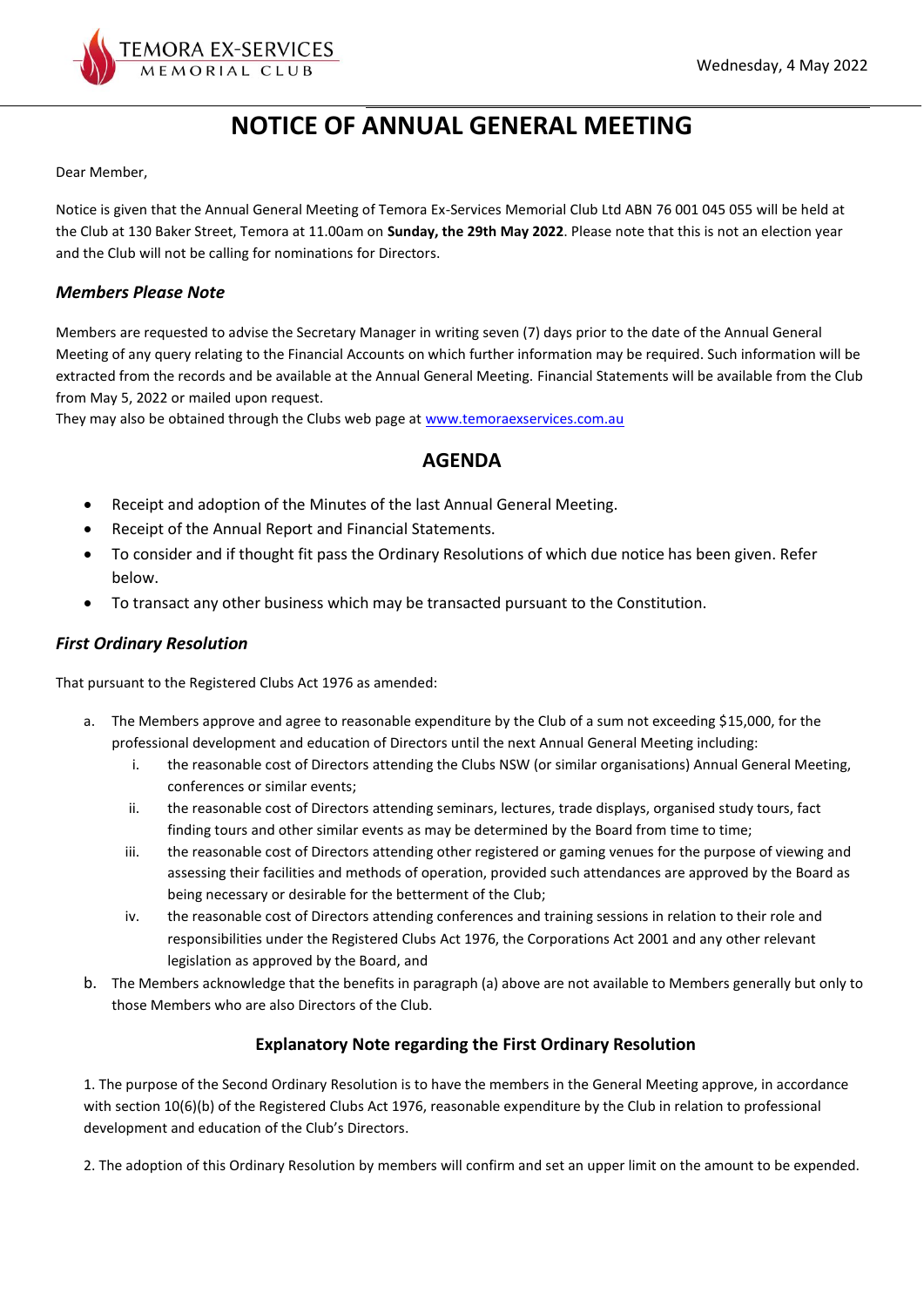TEMORA EX-SERVICES MEMORIAL CLUB

Wednesday, 4 May 2022

# NOTICE OF ANNUAL GENERAL MEETING

Dear Member,

Notice is given that the Annual General Meeting of Temora Ex-Services Memorial Club Ltd ABN 76 001 045 055 will be held at the Club at 130 Baker Street, Temora at 11.00am on **Sunday, the 29th May 2022**. Please note that this is not an election year and the Club will not be calling for nominations for Directors.

### *Members Please Note*

Members are requested to advise the Secretary Manager in writing seven (7) days prior to the date of the Annual General Meeting of any query relating to the Financial Accounts on which further information may be required. Such information will be extracted from the records and be available at the Annual General Meeting. Financial Statements will be available from the Club from May 5, 2022 or mailed upon request.
They may also be obtained through the Clubs web page at www.temoraexservices.com.au

## AGENDA

- Receipt and adoption of the Minutes of the last Annual General Meeting.
- Receipt of the Annual Report and Financial Statements.
- To consider and if thought fit pass the Ordinary Resolutions of which due notice has been given. Refer below.
- To transact any other business which may be transacted pursuant to the Constitution.

### *First Ordinary Resolution*

That pursuant to the Registered Clubs Act 1976 as amended:

a. The Members approve and agree to reasonable expenditure by the Club of a sum not exceeding $15,000, for the professional development and education of Directors until the next Annual General Meeting including:
   i. the reasonable cost of Directors attending the Clubs NSW (or similar organisations) Annual General Meeting, conferences or similar events;
   ii. the reasonable cost of Directors attending seminars, lectures, trade displays, organised study tours, fact finding tours and other similar events as may be determined by the Board from time to time;
   iii. the reasonable cost of Directors attending other registered or gaming venues for the purpose of viewing and assessing their facilities and methods of operation, provided such attendances are approved by the Board as being necessary or desirable for the betterment of the Club;
   iv. the reasonable cost of Directors attending conferences and training sessions in relation to their role and responsibilities under the Registered Clubs Act 1976, the Corporations Act 2001 and any other relevant legislation as approved by the Board, and
b. The Members acknowledge that the benefits in paragraph (a) above are not available to Members generally but only to those Members who are also Directors of the Club.

### Explanatory Note regarding the First Ordinary Resolution

1. The purpose of the Second Ordinary Resolution is to have the members in the General Meeting approve, in accordance with section 10(6)(b) of the Registered Clubs Act 1976, reasonable expenditure by the Club in relation to professional development and education of the Club's Directors.

2. The adoption of this Ordinary Resolution by members will confirm and set an upper limit on the amount to be expended.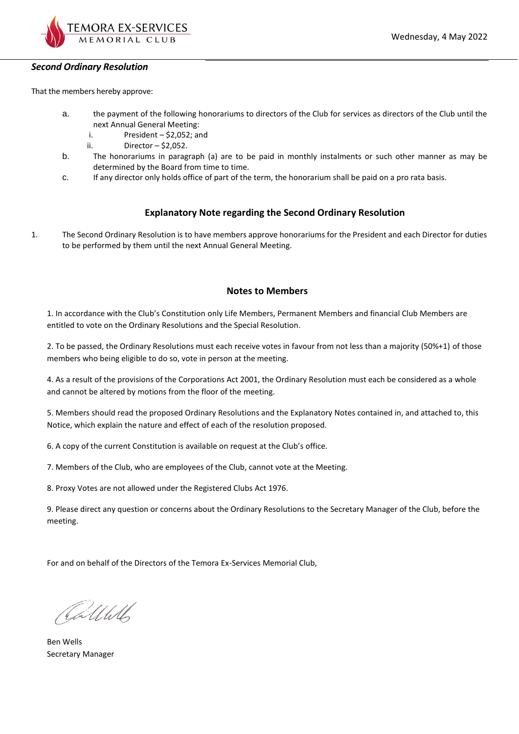### *Second Ordinary Resolution*

That the members hereby approve:

a. the payment of the following honorariums to directors of the Club for services as directors of the Club until the next Annual General Meeting:
   i. President – $2,052; and
   ii. Director – $2,052.

b. The honorariums in paragraph (a) are to be paid in monthly instalments or such other manner as may be determined by the Board from time to time.

c. If any director only holds office of part of the term, the honorarium shall be paid on a pro rata basis.

## Explanatory Note regarding the Second Ordinary Resolution

1. The Second Ordinary Resolution is to have members approve honorariums for the President and each Director for duties to be performed by them until the next Annual General Meeting.

## Notes to Members

1. In accordance with the Club's Constitution only Life Members, Permanent Members and financial Club Members are entitled to vote on the Ordinary Resolutions and the Special Resolution.

2. To be passed, the Ordinary Resolutions must each receive votes in favour from not less than a majority (50%+1) of those members who being eligible to do so, vote in person at the meeting.

4. As a result of the provisions of the Corporations Act 2001, the Ordinary Resolution must each be considered as a whole and cannot be altered by motions from the floor of the meeting.

5. Members should read the proposed Ordinary Resolutions and the Explanatory Notes contained in, and attached to, this Notice, which explain the nature and effect of each of the resolution proposed.

6. A copy of the current Constitution is available on request at the Club's office.

7. Members of the Club, who are employees of the Club, cannot vote at the Meeting.

8. Proxy Votes are not allowed under the Registered Clubs Act 1976.

9. Please direct any question or concerns about the Ordinary Resolutions to the Secretary Manager of the Club, before the meeting.

For and on behalf of the Directors of the Temora Ex-Services Memorial Club,

Ben Wells
Secretary Manager